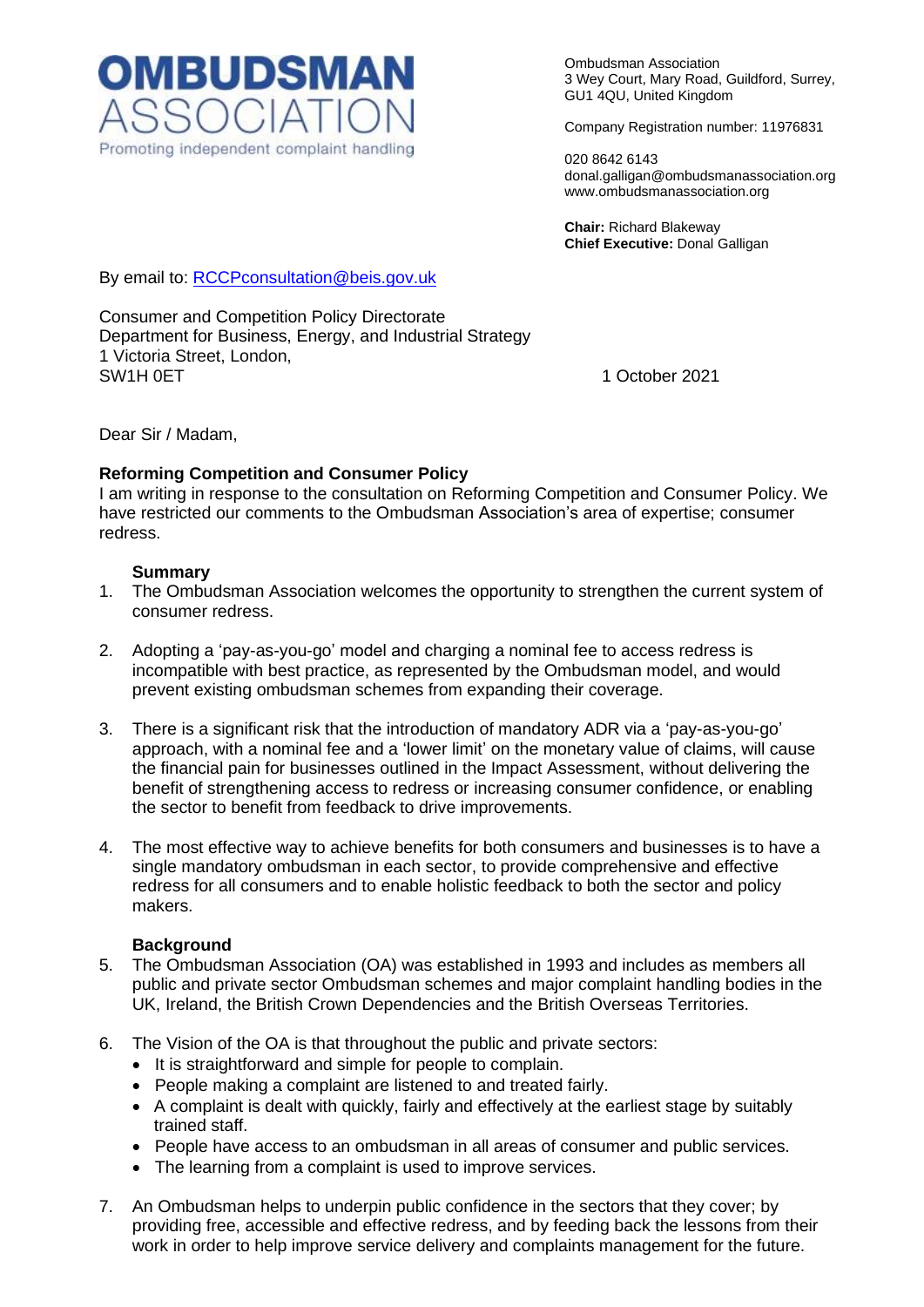**OMBUDSMAN ASSOCIATION**
Promoting independent complaint handling

Ombudsman Association
3 Wey Court, Mary Road, Guildford, Surrey, GU1 4QU, United Kingdom

Company Registration number: 11976831

020 8642 6143
donal.galligan@ombudsmanassociation.org
www.ombudsmanassociation.org

**Chair:** Richard Blakeway
**Chief Executive:** Donal Galligan

By email to: RCCPconsultation@beis.gov.uk

Consumer and Competition Policy Directorate
Department for Business, Energy, and Industrial Strategy
1 Victoria Street, London,
SW1H 0ET

1 October 2021

Dear Sir / Madam,

**Reforming Competition and Consumer Policy**

I am writing in response to the consultation on Reforming Competition and Consumer Policy. We have restricted our comments to the Ombudsman Association's area of expertise; consumer redress.

**Summary**

1. The Ombudsman Association welcomes the opportunity to strengthen the current system of consumer redress.

2. Adopting a 'pay-as-you-go' model and charging a nominal fee to access redress is incompatible with best practice, as represented by the Ombudsman model, and would prevent existing ombudsman schemes from expanding their coverage.

3. There is a significant risk that the introduction of mandatory ADR via a 'pay-as-you-go' approach, with a nominal fee and a 'lower limit' on the monetary value of claims, will cause the financial pain for businesses outlined in the Impact Assessment, without delivering the benefit of strengthening access to redress or increasing consumer confidence, or enabling the sector to benefit from feedback to drive improvements.

4. The most effective way to achieve benefits for both consumers and businesses is to have a single mandatory ombudsman in each sector, to provide comprehensive and effective redress for all consumers and to enable holistic feedback to both the sector and policy makers.

**Background**

5. The Ombudsman Association (OA) was established in 1993 and includes as members all public and private sector Ombudsman schemes and major complaint handling bodies in the UK, Ireland, the British Crown Dependencies and the British Overseas Territories.

6. The Vision of the OA is that throughout the public and private sectors:
   - It is straightforward and simple for people to complain.
   - People making a complaint are listened to and treated fairly.
   - A complaint is dealt with quickly, fairly and effectively at the earliest stage by suitably trained staff.
   - People have access to an ombudsman in all areas of consumer and public services.
   - The learning from a complaint is used to improve services.

7. An Ombudsman helps to underpin public confidence in the sectors that they cover; by providing free, accessible and effective redress, and by feeding back the lessons from their work in order to help improve service delivery and complaints management for the future.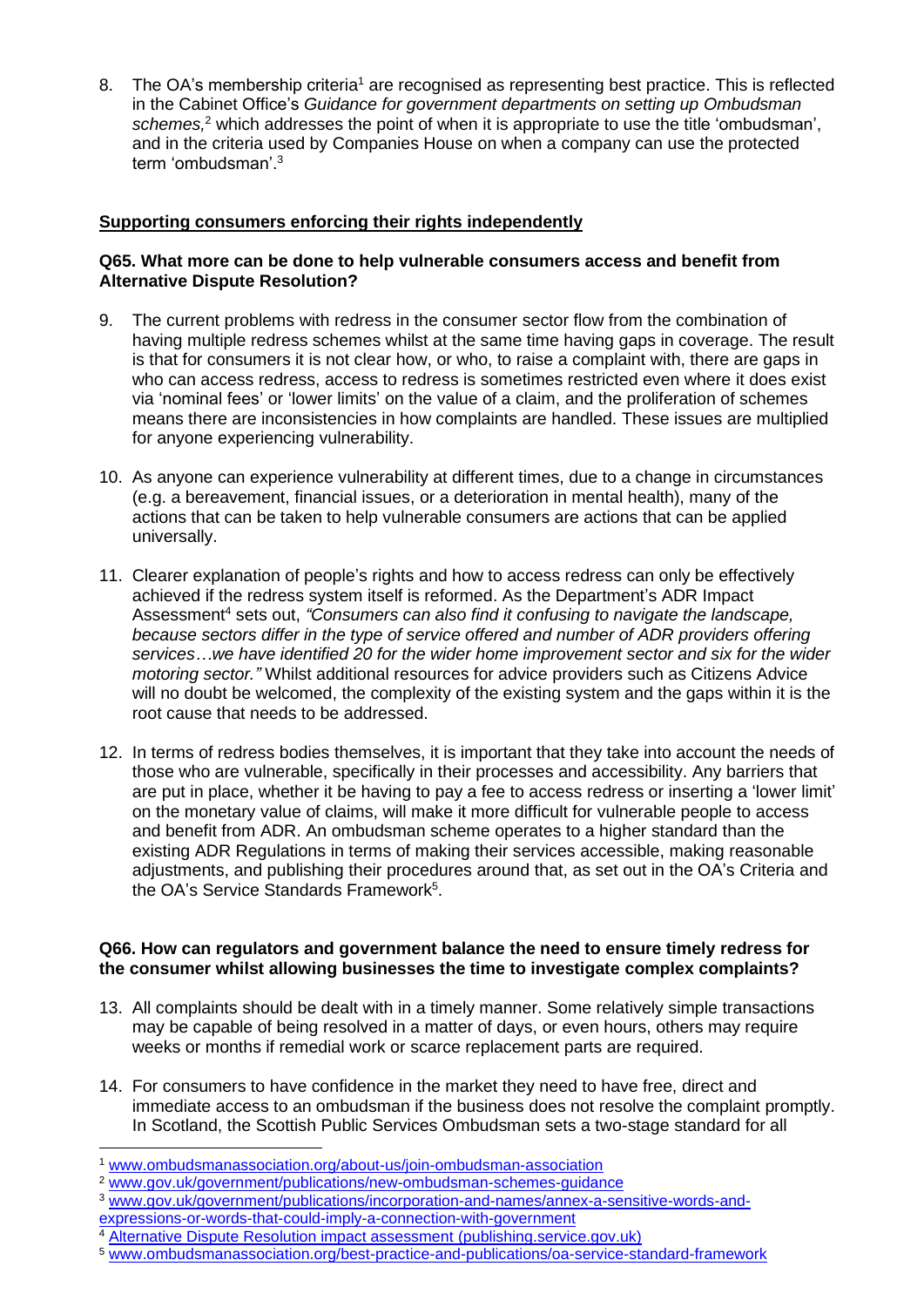8. The OA's membership criteria[1] are recognised as representing best practice. This is reflected in the Cabinet Office's *Guidance for government departments on setting up Ombudsman schemes,*[2] which addresses the point of when it is appropriate to use the title 'ombudsman', and in the criteria used by Companies House on when a company can use the protected term 'ombudsman'.[3]

## Supporting consumers enforcing their rights independently

### Q65. What more can be done to help vulnerable consumers access and benefit from Alternative Dispute Resolution?

9. The current problems with redress in the consumer sector flow from the combination of having multiple redress schemes whilst at the same time having gaps in coverage. The result is that for consumers it is not clear how, or who, to raise a complaint with, there are gaps in who can access redress, access to redress is sometimes restricted even where it does exist via 'nominal fees' or 'lower limits' on the value of a claim, and the proliferation of schemes means there are inconsistencies in how complaints are handled. These issues are multiplied for anyone experiencing vulnerability.

10. As anyone can experience vulnerability at different times, due to a change in circumstances (e.g. a bereavement, financial issues, or a deterioration in mental health), many of the actions that can be taken to help vulnerable consumers are actions that can be applied universally.

11. Clearer explanation of people's rights and how to access redress can only be effectively achieved if the redress system itself is reformed. As the Department's ADR Impact Assessment[4] sets out, *"Consumers can also find it confusing to navigate the landscape, because sectors differ in the type of service offered and number of ADR providers offering services…we have identified 20 for the wider home improvement sector and six for the wider motoring sector."* Whilst additional resources for advice providers such as Citizens Advice will no doubt be welcomed, the complexity of the existing system and the gaps within it is the root cause that needs to be addressed.

12. In terms of redress bodies themselves, it is important that they take into account the needs of those who are vulnerable, specifically in their processes and accessibility. Any barriers that are put in place, whether it be having to pay a fee to access redress or inserting a 'lower limit' on the monetary value of claims, will make it more difficult for vulnerable people to access and benefit from ADR. An ombudsman scheme operates to a higher standard than the existing ADR Regulations in terms of making their services accessible, making reasonable adjustments, and publishing their procedures around that, as set out in the OA's Criteria and the OA's Service Standards Framework[5].

### Q66. How can regulators and government balance the need to ensure timely redress for the consumer whilst allowing businesses the time to investigate complex complaints?

13. All complaints should be dealt with in a timely manner. Some relatively simple transactions may be capable of being resolved in a matter of days, or even hours, others may require weeks or months if remedial work or scarce replacement parts are required.

14. For consumers to have confidence in the market they need to have free, direct and immediate access to an ombudsman if the business does not resolve the complaint promptly. In Scotland, the Scottish Public Services Ombudsman sets a two-stage standard for all

---

[1] www.ombudsmanassociation.org/about-us/join-ombudsman-association

[2] www.gov.uk/government/publications/new-ombudsman-schemes-guidance

[3] www.gov.uk/government/publications/incorporation-and-names/annex-a-sensitive-words-and-expressions-or-words-that-could-imply-a-connection-with-government

[4] Alternative Dispute Resolution impact assessment (publishing.service.gov.uk)

[5] www.ombudsmanassociation.org/best-practice-and-publications/oa-service-standard-framework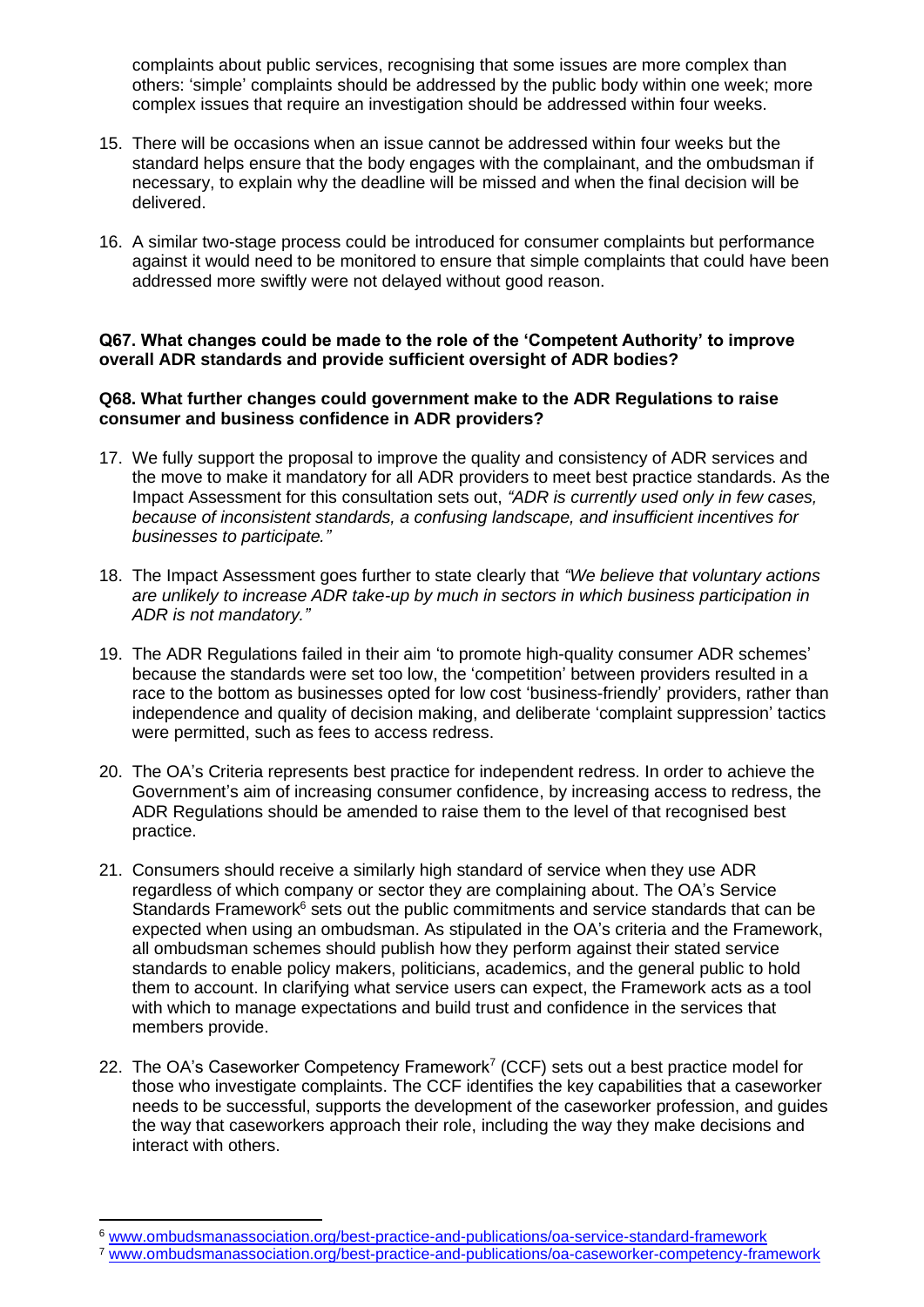complaints about public services, recognising that some issues are more complex than others: 'simple' complaints should be addressed by the public body within one week; more complex issues that require an investigation should be addressed within four weeks.

15. There will be occasions when an issue cannot be addressed within four weeks but the standard helps ensure that the body engages with the complainant, and the ombudsman if necessary, to explain why the deadline will be missed and when the final decision will be delivered.

16. A similar two-stage process could be introduced for consumer complaints but performance against it would need to be monitored to ensure that simple complaints that could have been addressed more swiftly were not delayed without good reason.

**Q67. What changes could be made to the role of the 'Competent Authority' to improve overall ADR standards and provide sufficient oversight of ADR bodies?**

**Q68. What further changes could government make to the ADR Regulations to raise consumer and business confidence in ADR providers?**

17. We fully support the proposal to improve the quality and consistency of ADR services and the move to make it mandatory for all ADR providers to meet best practice standards. As the Impact Assessment for this consultation sets out, *"ADR is currently used only in few cases, because of inconsistent standards, a confusing landscape, and insufficient incentives for businesses to participate."*

18. The Impact Assessment goes further to state clearly that *"We believe that voluntary actions are unlikely to increase ADR take-up by much in sectors in which business participation in ADR is not mandatory."*

19. The ADR Regulations failed in their aim 'to promote high-quality consumer ADR schemes' because the standards were set too low, the 'competition' between providers resulted in a race to the bottom as businesses opted for low cost 'business-friendly' providers, rather than independence and quality of decision making, and deliberate 'complaint suppression' tactics were permitted, such as fees to access redress.

20. The OA's Criteria represents best practice for independent redress. In order to achieve the Government's aim of increasing consumer confidence, by increasing access to redress, the ADR Regulations should be amended to raise them to the level of that recognised best practice.

21. Consumers should receive a similarly high standard of service when they use ADR regardless of which company or sector they are complaining about. The OA's Service Standards Framework[6] sets out the public commitments and service standards that can be expected when using an ombudsman. As stipulated in the OA's criteria and the Framework, all ombudsman schemes should publish how they perform against their stated service standards to enable policy makers, politicians, academics, and the general public to hold them to account. In clarifying what service users can expect, the Framework acts as a tool with which to manage expectations and build trust and confidence in the services that members provide.

22. The OA's Caseworker Competency Framework[7] (CCF) sets out a best practice model for those who investigate complaints. The CCF identifies the key capabilities that a caseworker needs to be successful, supports the development of the caseworker profession, and guides the way that caseworkers approach their role, including the way they make decisions and interact with others.

---

[6] www.ombudsmanassociation.org/best-practice-and-publications/oa-service-standard-framework

[7] www.ombudsmanassociation.org/best-practice-and-publications/oa-caseworker-competency-framework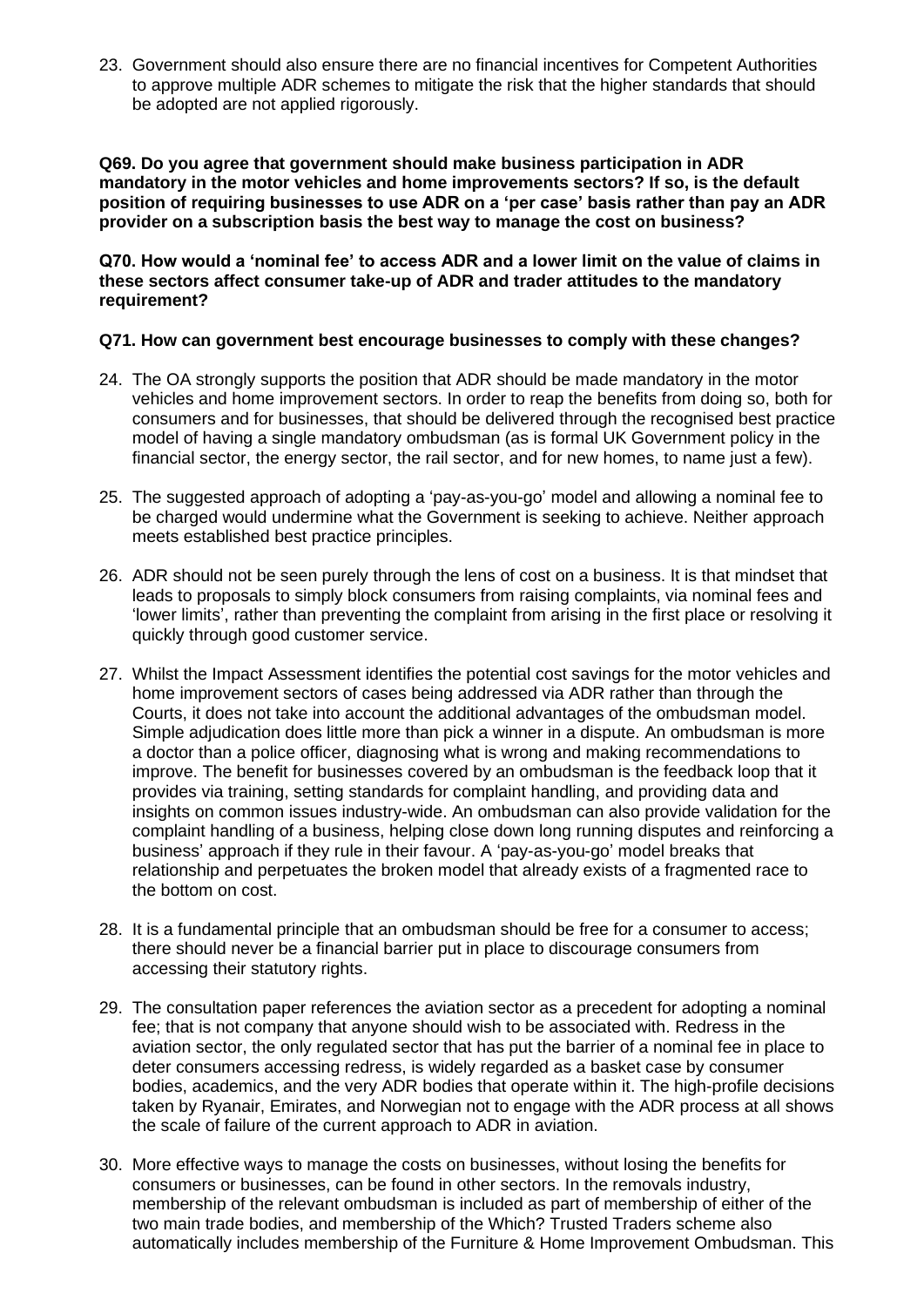23. Government should also ensure there are no financial incentives for Competent Authorities to approve multiple ADR schemes to mitigate the risk that the higher standards that should be adopted are not applied rigorously.

**Q69. Do you agree that government should make business participation in ADR mandatory in the motor vehicles and home improvements sectors? If so, is the default position of requiring businesses to use ADR on a 'per case' basis rather than pay an ADR provider on a subscription basis the best way to manage the cost on business?**

**Q70. How would a 'nominal fee' to access ADR and a lower limit on the value of claims in these sectors affect consumer take-up of ADR and trader attitudes to the mandatory requirement?**

**Q71. How can government best encourage businesses to comply with these changes?**

24. The OA strongly supports the position that ADR should be made mandatory in the motor vehicles and home improvement sectors. In order to reap the benefits from doing so, both for consumers and for businesses, that should be delivered through the recognised best practice model of having a single mandatory ombudsman (as is formal UK Government policy in the financial sector, the energy sector, the rail sector, and for new homes, to name just a few).

25. The suggested approach of adopting a 'pay-as-you-go' model and allowing a nominal fee to be charged would undermine what the Government is seeking to achieve. Neither approach meets established best practice principles.

26. ADR should not be seen purely through the lens of cost on a business. It is that mindset that leads to proposals to simply block consumers from raising complaints, via nominal fees and 'lower limits', rather than preventing the complaint from arising in the first place or resolving it quickly through good customer service.

27. Whilst the Impact Assessment identifies the potential cost savings for the motor vehicles and home improvement sectors of cases being addressed via ADR rather than through the Courts, it does not take into account the additional advantages of the ombudsman model. Simple adjudication does little more than pick a winner in a dispute. An ombudsman is more a doctor than a police officer, diagnosing what is wrong and making recommendations to improve. The benefit for businesses covered by an ombudsman is the feedback loop that it provides via training, setting standards for complaint handling, and providing data and insights on common issues industry-wide. An ombudsman can also provide validation for the complaint handling of a business, helping close down long running disputes and reinforcing a business' approach if they rule in their favour. A 'pay-as-you-go' model breaks that relationship and perpetuates the broken model that already exists of a fragmented race to the bottom on cost.

28. It is a fundamental principle that an ombudsman should be free for a consumer to access; there should never be a financial barrier put in place to discourage consumers from accessing their statutory rights.

29. The consultation paper references the aviation sector as a precedent for adopting a nominal fee; that is not company that anyone should wish to be associated with. Redress in the aviation sector, the only regulated sector that has put the barrier of a nominal fee in place to deter consumers accessing redress, is widely regarded as a basket case by consumer bodies, academics, and the very ADR bodies that operate within it. The high-profile decisions taken by Ryanair, Emirates, and Norwegian not to engage with the ADR process at all shows the scale of failure of the current approach to ADR in aviation.

30. More effective ways to manage the costs on businesses, without losing the benefits for consumers or businesses, can be found in other sectors. In the removals industry, membership of the relevant ombudsman is included as part of membership of either of the two main trade bodies, and membership of the Which? Trusted Traders scheme also automatically includes membership of the Furniture & Home Improvement Ombudsman. This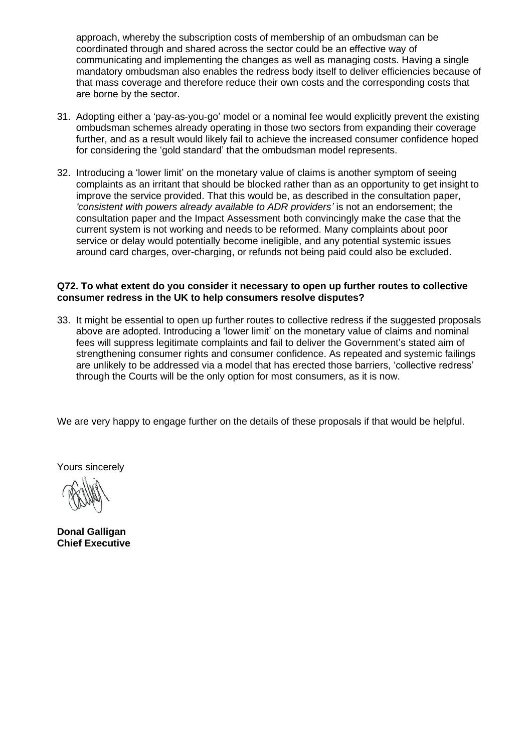approach, whereby the subscription costs of membership of an ombudsman can be coordinated through and shared across the sector could be an effective way of communicating and implementing the changes as well as managing costs. Having a single mandatory ombudsman also enables the redress body itself to deliver efficiencies because of that mass coverage and therefore reduce their own costs and the corresponding costs that are borne by the sector.

31. Adopting either a 'pay-as-you-go' model or a nominal fee would explicitly prevent the existing ombudsman schemes already operating in those two sectors from expanding their coverage further, and as a result would likely fail to achieve the increased consumer confidence hoped for considering the 'gold standard' that the ombudsman model represents.

32. Introducing a 'lower limit' on the monetary value of claims is another symptom of seeing complaints as an irritant that should be blocked rather than as an opportunity to get insight to improve the service provided. That this would be, as described in the consultation paper, *'consistent with powers already available to ADR providers'* is not an endorsement; the consultation paper and the Impact Assessment both convincingly make the case that the current system is not working and needs to be reformed. Many complaints about poor service or delay would potentially become ineligible, and any potential systemic issues around card charges, over-charging, or refunds not being paid could also be excluded.

**Q72. To what extent do you consider it necessary to open up further routes to collective consumer redress in the UK to help consumers resolve disputes?**

33. It might be essential to open up further routes to collective redress if the suggested proposals above are adopted. Introducing a 'lower limit' on the monetary value of claims and nominal fees will suppress legitimate complaints and fail to deliver the Government's stated aim of strengthening consumer rights and consumer confidence. As repeated and systemic failings are unlikely to be addressed via a model that has erected those barriers, 'collective redress' through the Courts will be the only option for most consumers, as it is now.

We are very happy to engage further on the details of these proposals if that would be helpful.

Yours sincerely

**Donal Galligan**
**Chief Executive**